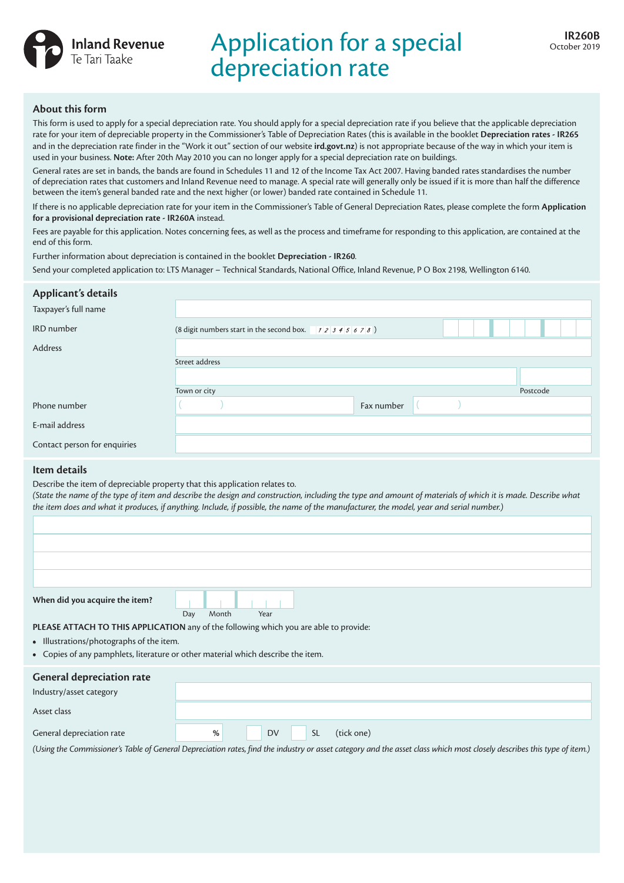**IR260B**
October 2019

Inland Revenue
Te Tari Taake

# Application for a special depreciation rate

## About this form

This form is used to apply for a special depreciation rate. You should apply for a special depreciation rate if you believe that the applicable depreciation rate for your item of depreciable property in the Commissioner's Table of Depreciation Rates (this is available in the booklet **Depreciation rates - IR265** and in the depreciation rate finder in the "Work it out" section of our website **ird.govt.nz**) is not appropriate because of the way in which your item is used in your business. **Note:** After 20th May 2010 you can no longer apply for a special depreciation rate on buildings.

General rates are set in bands, the bands are found in Schedules 11 and 12 of the Income Tax Act 2007. Having banded rates standardises the number of depreciation rates that customers and Inland Revenue need to manage. A special rate will generally only be issued if it is more than half the difference between the item's general banded rate and the next higher (or lower) banded rate contained in Schedule 11.

If there is no applicable depreciation rate for your item in the Commissioner's Table of General Depreciation Rates, please complete the form **Application for a provisional depreciation rate - IR260A** instead.

Fees are payable for this application. Notes concerning fees, as well as the process and timeframe for responding to this application, are contained at the end of this form.

Further information about depreciation is contained in the booklet **Depreciation - IR260**.

Send your completed application to: LTS Manager – Technical Standards, National Office, Inland Revenue, P O Box 2198, Wellington 6140.

## Applicant's details

Taxpayer's full name

IRD number (8 digit numbers start in the second box. 12345678)

Address

Street address

Town or city          Postcode

Phone number ( )          Fax number ( )

E-mail address

Contact person for enquiries

## Item details

Describe the item of depreciable property that this application relates to.

*(State the name of the type of item and describe the design and construction, including the type and amount of materials of which it is made. Describe what the item does and what it produces, if anything. Include, if possible, the name of the manufacturer, the model, year and serial number.)*

**When did you acquire the item?** Day / Month / Year

**PLEASE ATTACH TO THIS APPLICATION** any of the following which you are able to provide:

- Illustrations/photographs of the item.
- Copies of any pamphlets, literature or other material which describe the item.

## General depreciation rate

Industry/asset category

Asset class

General depreciation rate     %     DV     SL     (tick one)

*(Using the Commissioner's Table of General Depreciation rates, find the industry or asset category and the asset class which most closely describes this type of item.)*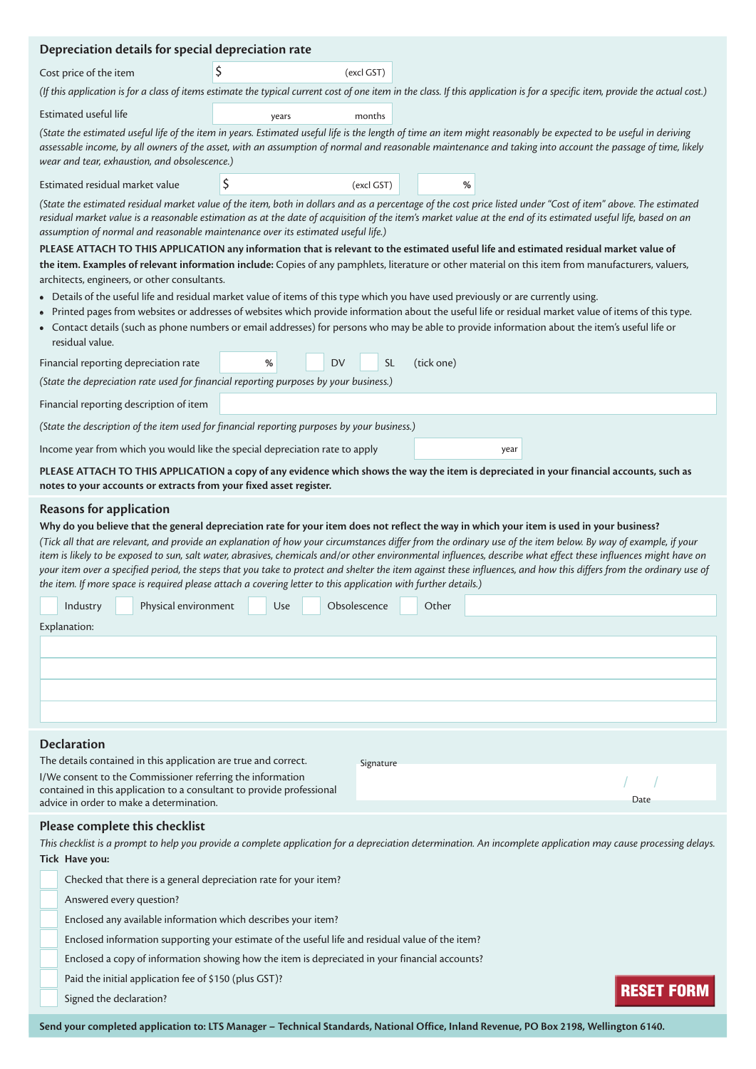## Depreciation details for special depreciation rate

Cost price of the item $ (excl GST)

*(If this application is for a class of items estimate the typical current cost of one item in the class. If this application is for a specific item, provide the actual cost.)*

Estimated useful life years months

*(State the estimated useful life of the item in years. Estimated useful life is the length of time an item might reasonably be expected to be useful in deriving assessable income, by all owners of the asset, with an assumption of normal and reasonable maintenance and taking into account the passage of time, likely wear and tear, exhaustion, and obsolescence.)*

Estimated residual market value $ (excl GST) %

*(State the estimated residual market value of the item, both in dollars and as a percentage of the cost price listed under "Cost of item" above. The estimated residual market value is a reasonable estimation as at the date of acquisition of the item's market value at the end of its estimated useful life, based on an assumption of normal and reasonable maintenance over its estimated useful life.)*

**PLEASE ATTACH TO THIS APPLICATION any information that is relevant to the estimated useful life and estimated residual market value of the item. Examples of relevant information include:** Copies of any pamphlets, literature or other material on this item from manufacturers, valuers, architects, engineers, or other consultants.

- Details of the useful life and residual market value of items of this type which you have used previously or are currently using.
- Printed pages from websites or addresses of websites which provide information about the useful life or residual market value of items of this type.
- Contact details (such as phone numbers or email addresses) for persons who may be able to provide information about the item's useful life or residual value.

Financial reporting depreciation rate % DV SL (tick one)

*(State the depreciation rate used for financial reporting purposes by your business.)*

Financial reporting description of item

*(State the description of the item used for financial reporting purposes by your business.)*

Income year from which you would like the special depreciation rate to apply year

**PLEASE ATTACH TO THIS APPLICATION a copy of any evidence which shows the way the item is depreciated in your financial accounts, such as notes to your accounts or extracts from your fixed asset register.**

## Reasons for application

**Why do you believe that the general depreciation rate for your item does not reflect the way in which your item is used in your business?**

*(Tick all that are relevant, and provide an explanation of how your circumstances differ from the ordinary use of the item below. By way of example, if your item is likely to be exposed to sun, salt water, abrasives, chemicals and/or other environmental influences, describe what effect these influences might have on your item over a specified period, the steps that you take to protect and shelter the item against these influences, and how this differs from the ordinary use of the item. If more space is required please attach a covering letter to this application with further details.)*

Industry Physical environment Use Obsolescence Other

Explanation:

## Declaration

The details contained in this application are true and correct.

I/We consent to the Commissioner referring the information contained in this application to a consultant to provide professional advice in order to make a determination.

Signature

Date / /

## Please complete this checklist

*This checklist is a prompt to help you provide a complete application for a depreciation determination. An incomplete application may cause processing delays.*

**Tick Have you:**

- Checked that there is a general depreciation rate for your item?
- Answered every question?
- Enclosed any available information which describes your item?
- Enclosed information supporting your estimate of the useful life and residual value of the item?
- Enclosed a copy of information showing how the item is depreciated in your financial accounts?
- Paid the initial application fee of $150 (plus GST)?
- Signed the declaration?

RESET FORM

**Send your completed application to: LTS Manager – Technical Standards, National Office, Inland Revenue, PO Box 2198, Wellington 6140.**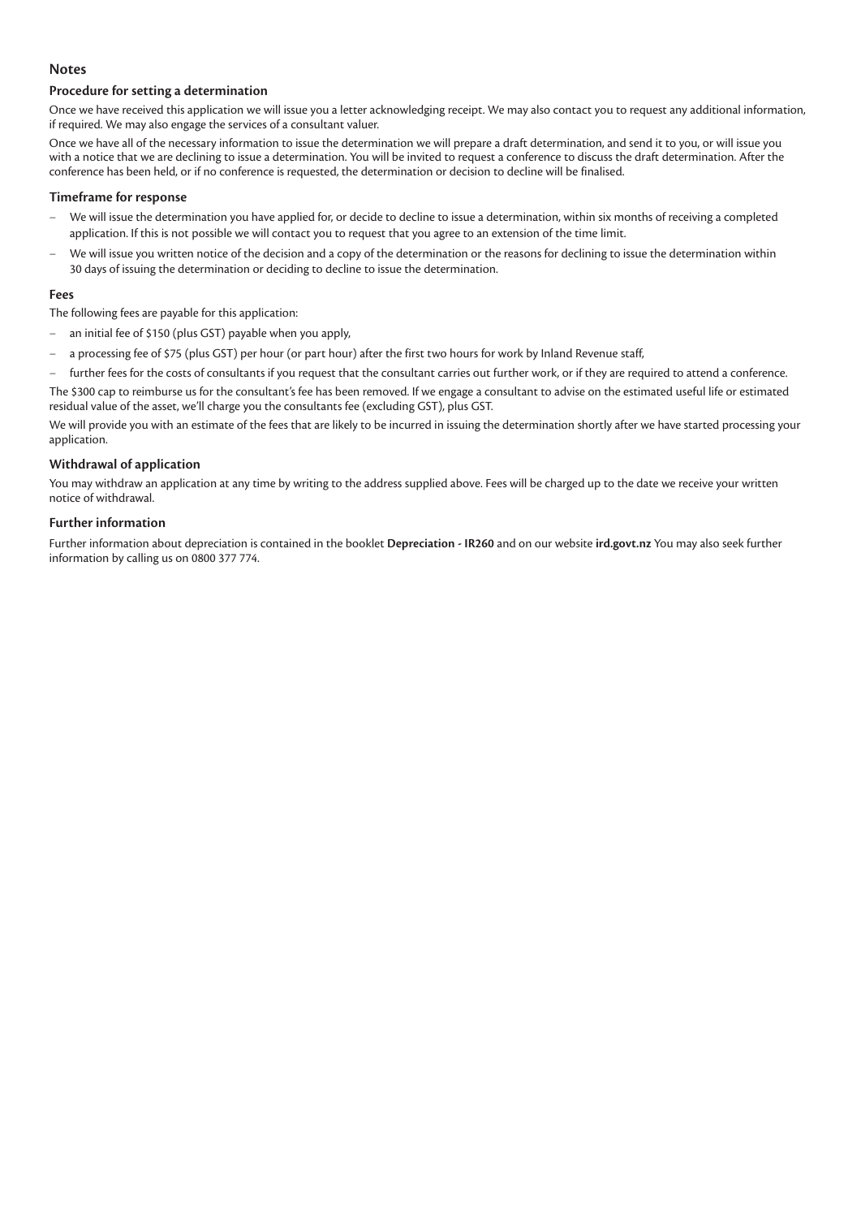## Notes

### Procedure for setting a determination

Once we have received this application we will issue you a letter acknowledging receipt. We may also contact you to request any additional information, if required. We may also engage the services of a consultant valuer.

Once we have all of the necessary information to issue the determination we will prepare a draft determination, and send it to you, or will issue you with a notice that we are declining to issue a determination. You will be invited to request a conference to discuss the draft determination. After the conference has been held, or if no conference is requested, the determination or decision to decline will be finalised.

### Timeframe for response

- We will issue the determination you have applied for, or decide to decline to issue a determination, within six months of receiving a completed application. If this is not possible we will contact you to request that you agree to an extension of the time limit.
- We will issue you written notice of the decision and a copy of the determination or the reasons for declining to issue the determination within 30 days of issuing the determination or deciding to decline to issue the determination.

### Fees

The following fees are payable for this application:

- an initial fee of $150 (plus GST) payable when you apply,
- a processing fee of $75 (plus GST) per hour (or part hour) after the first two hours for work by Inland Revenue staff,
- further fees for the costs of consultants if you request that the consultant carries out further work, or if they are required to attend a conference.

The $300 cap to reimburse us for the consultant's fee has been removed. If we engage a consultant to advise on the estimated useful life or estimated residual value of the asset, we'll charge you the consultants fee (excluding GST), plus GST.

We will provide you with an estimate of the fees that are likely to be incurred in issuing the determination shortly after we have started processing your application.

### Withdrawal of application

You may withdraw an application at any time by writing to the address supplied above. Fees will be charged up to the date we receive your written notice of withdrawal.

### Further information

Further information about depreciation is contained in the booklet **Depreciation - IR260** and on our website **ird.govt.nz** You may also seek further information by calling us on 0800 377 774.